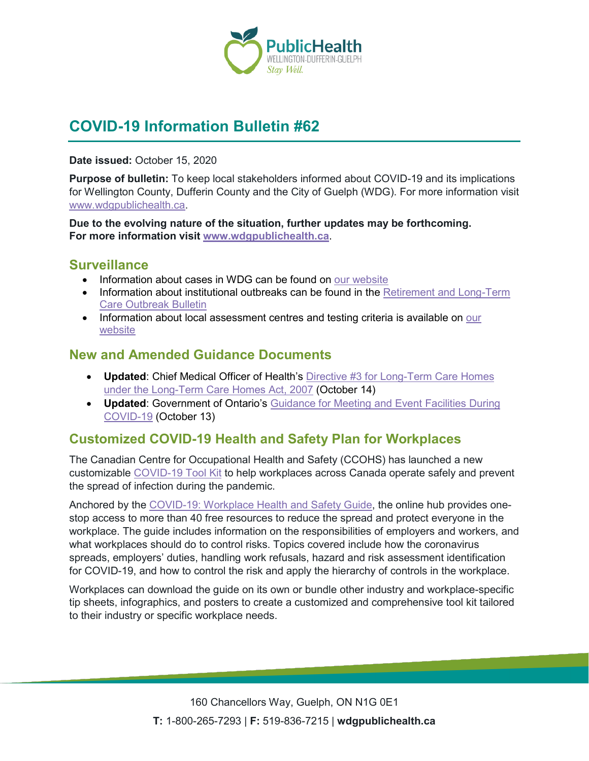# COVID-19 Information Bulletin #62

**Date issued:** October 15, 2020

**Purpose of bulletin:** To keep local stakeholders informed about COVID-19 and its implications for Wellington County, Dufferin County and the City of Guelph (WDG). For more information visit www.wdgpublichealth.ca.

**Due to the evolving nature of the situation, further updates may be forthcoming. For more information visit www.wdgpublichealth.ca.**

## Surveillance

- Information about cases in WDG can be found on our website
- Information about institutional outbreaks can be found in the Retirement and Long-Term Care Outbreak Bulletin
- Information about local assessment centres and testing criteria is available on our website

## New and Amended Guidance Documents

- **Updated**: Chief Medical Officer of Health's Directive #3 for Long-Term Care Homes under the Long-Term Care Homes Act, 2007 (October 14)
- **Updated**: Government of Ontario's Guidance for Meeting and Event Facilities During COVID-19 (October 13)

## Customized COVID-19 Health and Safety Plan for Workplaces

The Canadian Centre for Occupational Health and Safety (CCOHS) has launched a new customizable COVID-19 Tool Kit to help workplaces across Canada operate safely and prevent the spread of infection during the pandemic.

Anchored by the COVID-19: Workplace Health and Safety Guide, the online hub provides one-stop access to more than 40 free resources to reduce the spread and protect everyone in the workplace. The guide includes information on the responsibilities of employers and workers, and what workplaces should do to control risks. Topics covered include how the coronavirus spreads, employers' duties, handling work refusals, hazard and risk assessment identification for COVID-19, and how to control the risk and apply the hierarchy of controls in the workplace.

Workplaces can download the guide on its own or bundle other industry and workplace-specific tip sheets, infographics, and posters to create a customized and comprehensive tool kit tailored to their industry or specific workplace needs.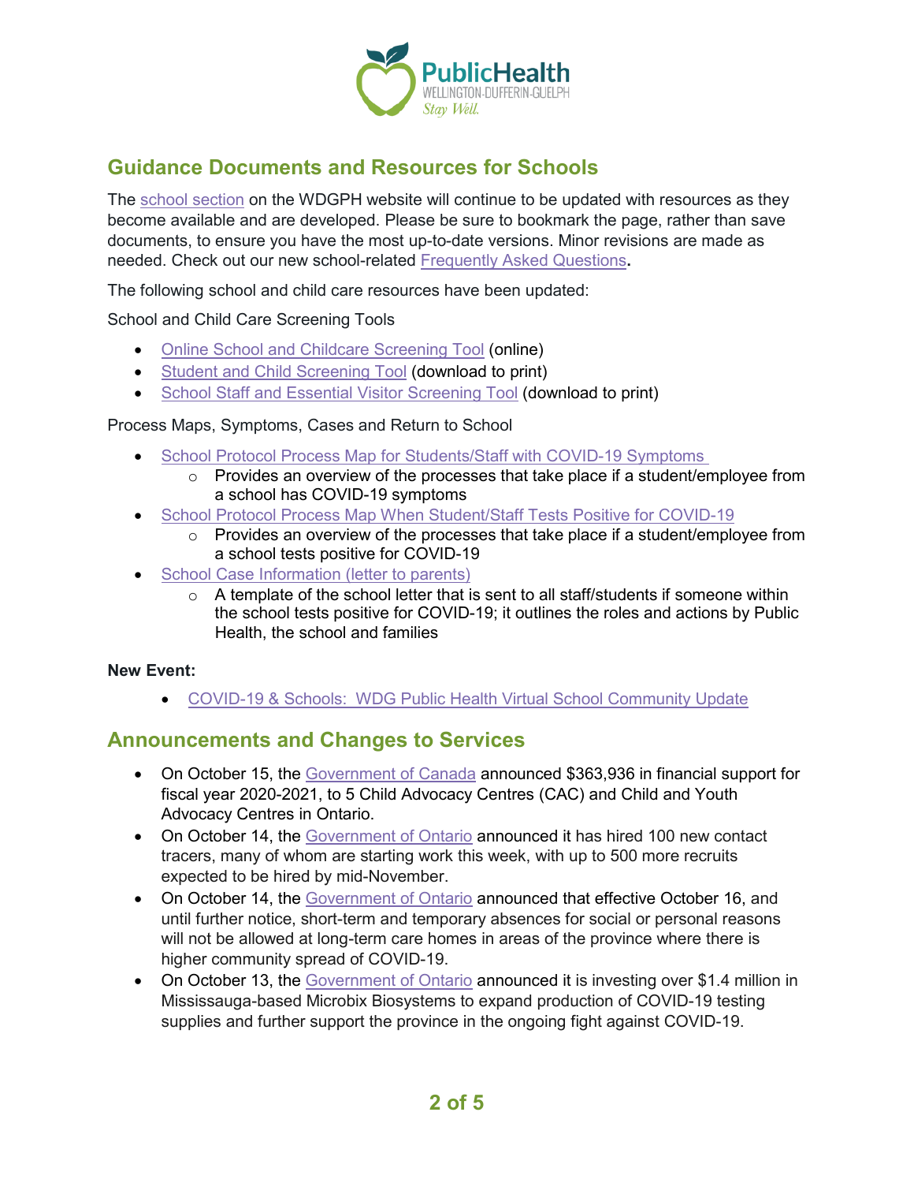## Guidance Documents and Resources for Schools

The school section on the WDGPH website will continue to be updated with resources as they become available and are developed. Please be sure to bookmark the page, rather than save documents, to ensure you have the most up-to-date versions. Minor revisions are made as needed. Check out our new school-related Frequently Asked Questions**.**

The following school and child care resources have been updated:

School and Child Care Screening Tools

- Online School and Childcare Screening Tool (online)
- Student and Child Screening Tool (download to print)
- School Staff and Essential Visitor Screening Tool (download to print)

Process Maps, Symptoms, Cases and Return to School

- School Protocol Process Map for Students/Staff with COVID-19 Symptoms
    - Provides an overview of the processes that take place if a student/employee from a school has COVID-19 symptoms
- School Protocol Process Map When Student/Staff Tests Positive for COVID-19
    - Provides an overview of the processes that take place if a student/employee from a school tests positive for COVID-19
- School Case Information (letter to parents)
    - A template of the school letter that is sent to all staff/students if someone within the school tests positive for COVID-19; it outlines the roles and actions by Public Health, the school and families

**New Event:**

- COVID-19 & Schools: WDG Public Health Virtual School Community Update

## Announcements and Changes to Services

- On October 15, the Government of Canada announced $363,936 in financial support for fiscal year 2020-2021, to 5 Child Advocacy Centres (CAC) and Child and Youth Advocacy Centres in Ontario.
- On October 14, the Government of Ontario announced it has hired 100 new contact tracers, many of whom are starting work this week, with up to 500 more recruits expected to be hired by mid-November.
- On October 14, the Government of Ontario announced that effective October 16, and until further notice, short-term and temporary absences for social or personal reasons will not be allowed at long-term care homes in areas of the province where there is higher community spread of COVID-19.
- On October 13, the Government of Ontario announced it is investing over $1.4 million in Mississauga-based Microbix Biosystems to expand production of COVID-19 testing supplies and further support the province in the ongoing fight against COVID-19.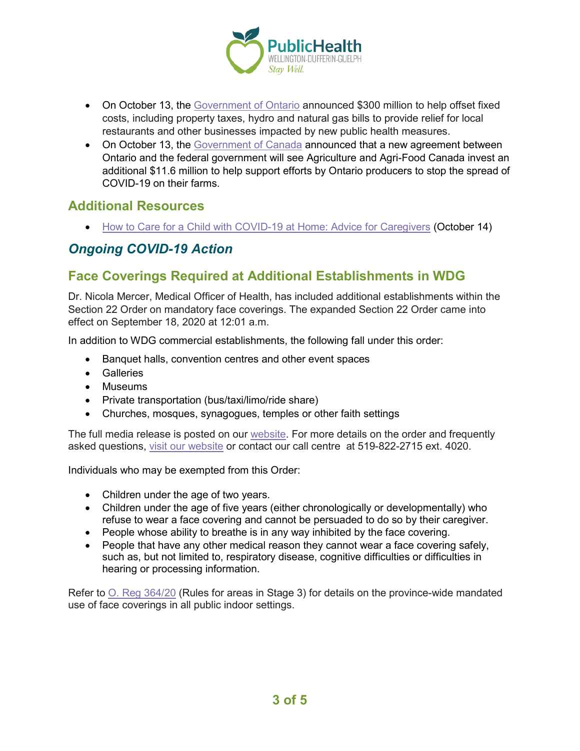- On October 13, the Government of Ontario announced $300 million to help offset fixed costs, including property taxes, hydro and natural gas bills to provide relief for local restaurants and other businesses impacted by new public health measures.
- On October 13, the Government of Canada announced that a new agreement between Ontario and the federal government will see Agriculture and Agri-Food Canada invest an additional $11.6 million to help support efforts by Ontario producers to stop the spread of COVID-19 on their farms.

## Additional Resources

- How to Care for a Child with COVID-19 at Home: Advice for Caregivers (October 14)

# *Ongoing COVID-19 Action*

## Face Coverings Required at Additional Establishments in WDG

Dr. Nicola Mercer, Medical Officer of Health, has included additional establishments within the Section 22 Order on mandatory face coverings. The expanded Section 22 Order came into effect on September 18, 2020 at 12:01 a.m.

In addition to WDG commercial establishments, the following fall under this order:

- Banquet halls, convention centres and other event spaces
- Galleries
- Museums
- Private transportation (bus/taxi/limo/ride share)
- Churches, mosques, synagogues, temples or other faith settings

The full media release is posted on our website. For more details on the order and frequently asked questions, visit our website or contact our call centre at 519-822-2715 ext. 4020.

Individuals who may be exempted from this Order:

- Children under the age of two years.
- Children under the age of five years (either chronologically or developmentally) who refuse to wear a face covering and cannot be persuaded to do so by their caregiver.
- People whose ability to breathe is in any way inhibited by the face covering.
- People that have any other medical reason they cannot wear a face covering safely, such as, but not limited to, respiratory disease, cognitive difficulties or difficulties in hearing or processing information.

Refer to O. Reg 364/20 (Rules for areas in Stage 3) for details on the province-wide mandated use of face coverings in all public indoor settings.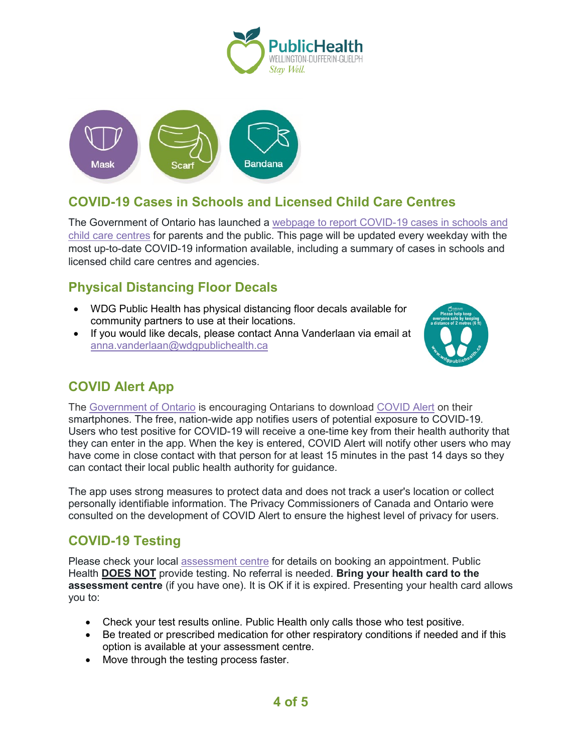## COVID-19 Cases in Schools and Licensed Child Care Centres

The Government of Ontario has launched a webpage to report COVID-19 cases in schools and child care centres for parents and the public. This page will be updated every weekday with the most up-to-date COVID-19 information available, including a summary of cases in schools and licensed child care centres and agencies.

## Physical Distancing Floor Decals

- WDG Public Health has physical distancing floor decals available for community partners to use at their locations.
- If you would like decals, please contact Anna Vanderlaan via email at anna.vanderlaan@wdgpublichealth.ca

## COVID Alert App

The Government of Ontario is encouraging Ontarians to download COVID Alert on their smartphones. The free, nation-wide app notifies users of potential exposure to COVID-19. Users who test positive for COVID-19 will receive a one-time key from their health authority that they can enter in the app. When the key is entered, COVID Alert will notify other users who may have come in close contact with that person for at least 15 minutes in the past 14 days so they can contact their local public health authority for guidance.

The app uses strong measures to protect data and does not track a user's location or collect personally identifiable information. The Privacy Commissioners of Canada and Ontario were consulted on the development of COVID Alert to ensure the highest level of privacy for users.

## COVID-19 Testing

Please check your local assessment centre for details on booking an appointment. Public Health **DOES NOT** provide testing. No referral is needed. **Bring your health card to the assessment centre** (if you have one). It is OK if it is expired. Presenting your health card allows you to:

- Check your test results online. Public Health only calls those who test positive.
- Be treated or prescribed medication for other respiratory conditions if needed and if this option is available at your assessment centre.
- Move through the testing process faster.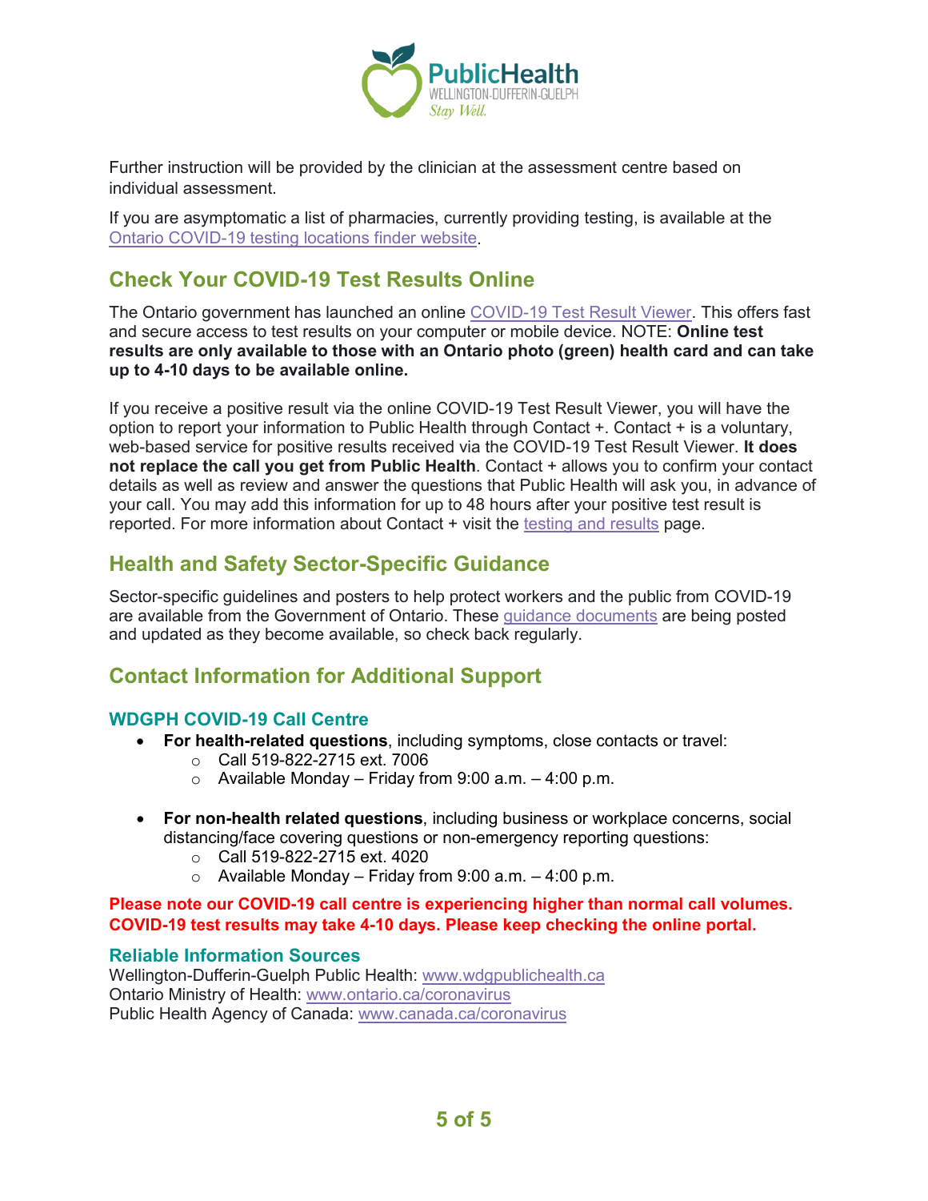Further instruction will be provided by the clinician at the assessment centre based on individual assessment.

If you are asymptomatic a list of pharmacies, currently providing testing, is available at the Ontario COVID-19 testing locations finder website.

## Check Your COVID-19 Test Results Online

The Ontario government has launched an online COVID-19 Test Result Viewer. This offers fast and secure access to test results on your computer or mobile device. NOTE: **Online test results are only available to those with an Ontario photo (green) health card and can take up to 4-10 days to be available online.**

If you receive a positive result via the online COVID-19 Test Result Viewer, you will have the option to report your information to Public Health through Contact +. Contact + is a voluntary, web-based service for positive results received via the COVID-19 Test Result Viewer. **It does not replace the call you get from Public Health**. Contact + allows you to confirm your contact details as well as review and answer the questions that Public Health will ask you, in advance of your call. You may add this information for up to 48 hours after your positive test result is reported. For more information about Contact + visit the testing and results page.

## Health and Safety Sector-Specific Guidance

Sector-specific guidelines and posters to help protect workers and the public from COVID-19 are available from the Government of Ontario. These guidance documents are being posted and updated as they become available, so check back regularly.

## Contact Information for Additional Support

### WDGPH COVID-19 Call Centre

- **For health-related questions**, including symptoms, close contacts or travel:
  - Call 519-822-2715 ext. 7006
  - Available Monday – Friday from 9:00 a.m. – 4:00 p.m.

- **For non-health related questions**, including business or workplace concerns, social distancing/face covering questions or non-emergency reporting questions:
  - Call 519-822-2715 ext. 4020
  - Available Monday – Friday from 9:00 a.m. – 4:00 p.m.

**Please note our COVID-19 call centre is experiencing higher than normal call volumes. COVID-19 test results may take 4-10 days. Please keep checking the online portal.**

### Reliable Information Sources

Wellington-Dufferin-Guelph Public Health: www.wdgpublichealth.ca
Ontario Ministry of Health: www.ontario.ca/coronavirus
Public Health Agency of Canada: www.canada.ca/coronavirus